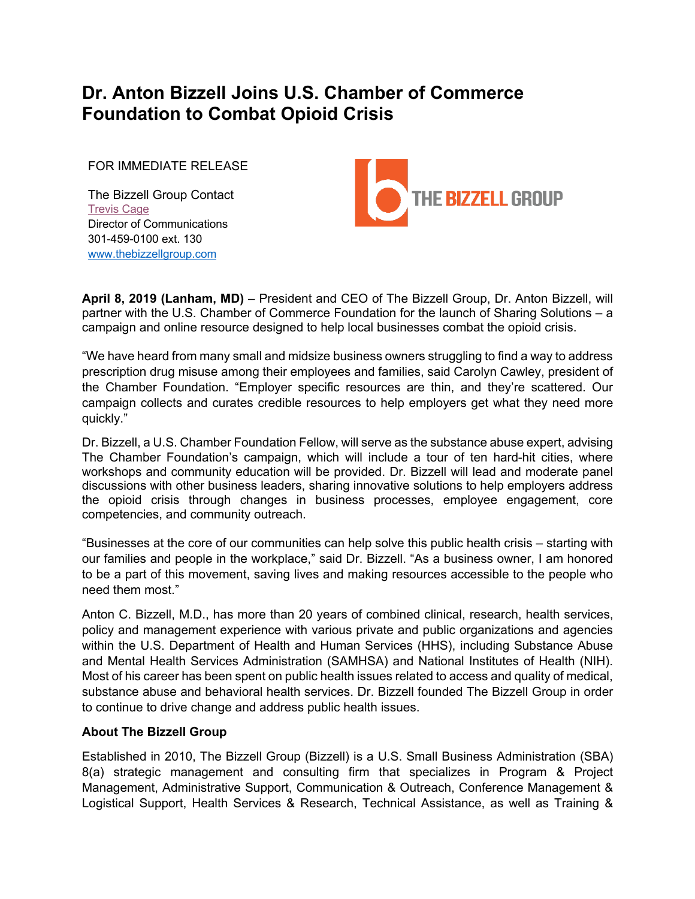# Dr. Anton Bizzell Joins U.S. Chamber of Commerce Foundation to Combat Opioid Crisis

FOR IMMEDIATE RELEASE

The Bizzell Group Contact
Trevis Cage
Director of Communications
301-459-0100 ext. 130
www.thebizzellgroup.com

**April 8, 2019 (Lanham, MD)** – President and CEO of The Bizzell Group, Dr. Anton Bizzell, will partner with the U.S. Chamber of Commerce Foundation for the launch of Sharing Solutions – a campaign and online resource designed to help local businesses combat the opioid crisis.

"We have heard from many small and midsize business owners struggling to find a way to address prescription drug misuse among their employees and families, said Carolyn Cawley, president of the Chamber Foundation. "Employer specific resources are thin, and they're scattered. Our campaign collects and curates credible resources to help employers get what they need more quickly."

Dr. Bizzell, a U.S. Chamber Foundation Fellow, will serve as the substance abuse expert, advising The Chamber Foundation's campaign, which will include a tour of ten hard-hit cities, where workshops and community education will be provided. Dr. Bizzell will lead and moderate panel discussions with other business leaders, sharing innovative solutions to help employers address the opioid crisis through changes in business processes, employee engagement, core competencies, and community outreach.

"Businesses at the core of our communities can help solve this public health crisis – starting with our families and people in the workplace," said Dr. Bizzell. "As a business owner, I am honored to be a part of this movement, saving lives and making resources accessible to the people who need them most."

Anton C. Bizzell, M.D., has more than 20 years of combined clinical, research, health services, policy and management experience with various private and public organizations and agencies within the U.S. Department of Health and Human Services (HHS), including Substance Abuse and Mental Health Services Administration (SAMHSA) and National Institutes of Health (NIH). Most of his career has been spent on public health issues related to access and quality of medical, substance abuse and behavioral health services. Dr. Bizzell founded The Bizzell Group in order to continue to drive change and address public health issues.

**About The Bizzell Group**

Established in 2010, The Bizzell Group (Bizzell) is a U.S. Small Business Administration (SBA) 8(a) strategic management and consulting firm that specializes in Program & Project Management, Administrative Support, Communication & Outreach, Conference Management & Logistical Support, Health Services & Research, Technical Assistance, as well as Training &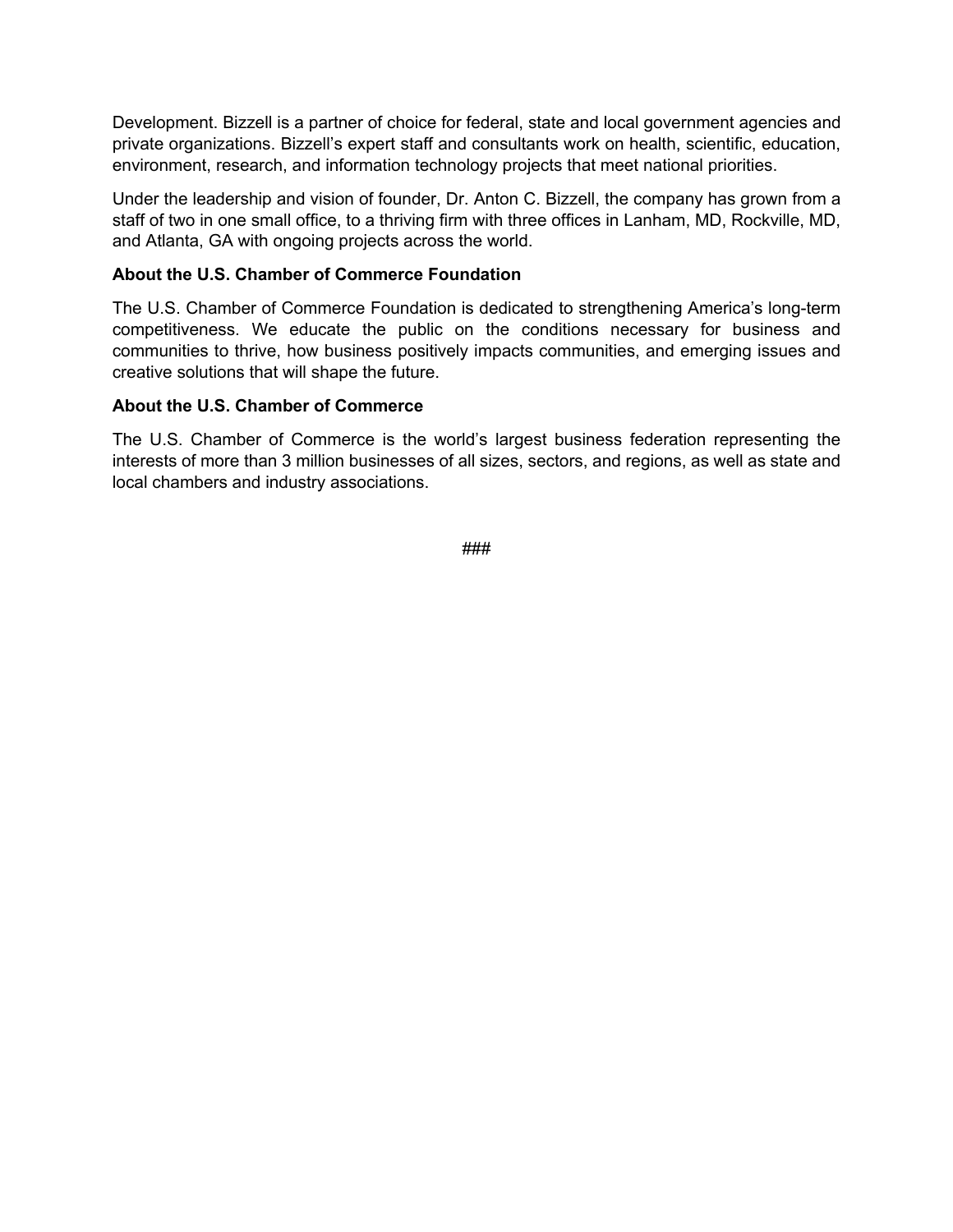Development. Bizzell is a partner of choice for federal, state and local government agencies and private organizations. Bizzell's expert staff and consultants work on health, scientific, education, environment, research, and information technology projects that meet national priorities.

Under the leadership and vision of founder, Dr. Anton C. Bizzell, the company has grown from a staff of two in one small office, to a thriving firm with three offices in Lanham, MD, Rockville, MD, and Atlanta, GA with ongoing projects across the world.

**About the U.S. Chamber of Commerce Foundation**

The U.S. Chamber of Commerce Foundation is dedicated to strengthening America's long-term competitiveness. We educate the public on the conditions necessary for business and communities to thrive, how business positively impacts communities, and emerging issues and creative solutions that will shape the future.

**About the U.S. Chamber of Commerce**

The U.S. Chamber of Commerce is the world's largest business federation representing the interests of more than 3 million businesses of all sizes, sectors, and regions, as well as state and local chambers and industry associations.

###